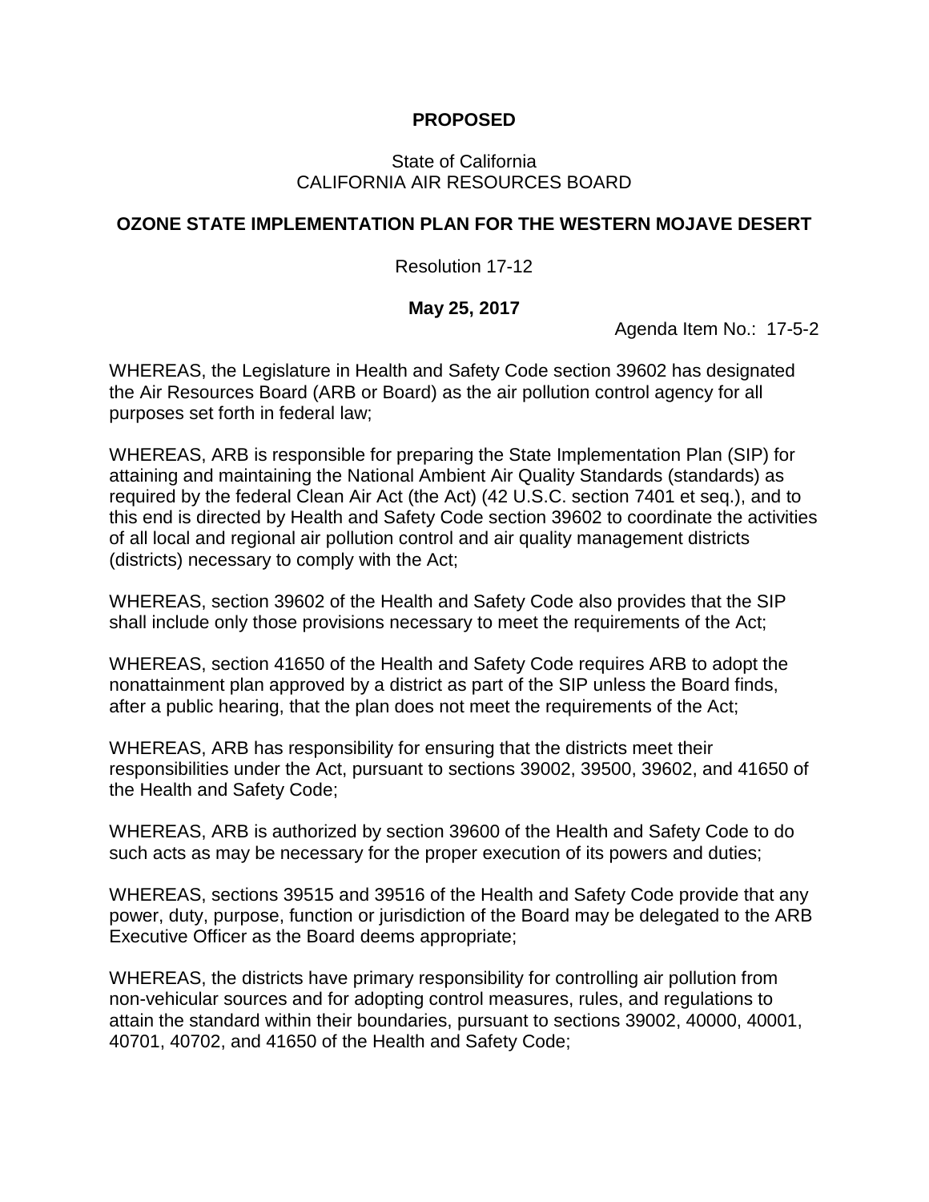**PROPOSED**

State of California
CALIFORNIA AIR RESOURCES BOARD

**OZONE STATE IMPLEMENTATION PLAN FOR THE WESTERN MOJAVE DESERT**

Resolution 17-12

**May 25, 2017**

Agenda Item No.: 17-5-2

WHEREAS, the Legislature in Health and Safety Code section 39602 has designated the Air Resources Board (ARB or Board) as the air pollution control agency for all purposes set forth in federal law;

WHEREAS, ARB is responsible for preparing the State Implementation Plan (SIP) for attaining and maintaining the National Ambient Air Quality Standards (standards) as required by the federal Clean Air Act (the Act) (42 U.S.C. section 7401 et seq.), and to this end is directed by Health and Safety Code section 39602 to coordinate the activities of all local and regional air pollution control and air quality management districts (districts) necessary to comply with the Act;

WHEREAS, section 39602 of the Health and Safety Code also provides that the SIP shall include only those provisions necessary to meet the requirements of the Act;

WHEREAS, section 41650 of the Health and Safety Code requires ARB to adopt the nonattainment plan approved by a district as part of the SIP unless the Board finds, after a public hearing, that the plan does not meet the requirements of the Act;

WHEREAS, ARB has responsibility for ensuring that the districts meet their responsibilities under the Act, pursuant to sections 39002, 39500, 39602, and 41650 of the Health and Safety Code;

WHEREAS, ARB is authorized by section 39600 of the Health and Safety Code to do such acts as may be necessary for the proper execution of its powers and duties;

WHEREAS, sections 39515 and 39516 of the Health and Safety Code provide that any power, duty, purpose, function or jurisdiction of the Board may be delegated to the ARB Executive Officer as the Board deems appropriate;

WHEREAS, the districts have primary responsibility for controlling air pollution from non-vehicular sources and for adopting control measures, rules, and regulations to attain the standard within their boundaries, pursuant to sections 39002, 40000, 40001, 40701, 40702, and 41650 of the Health and Safety Code;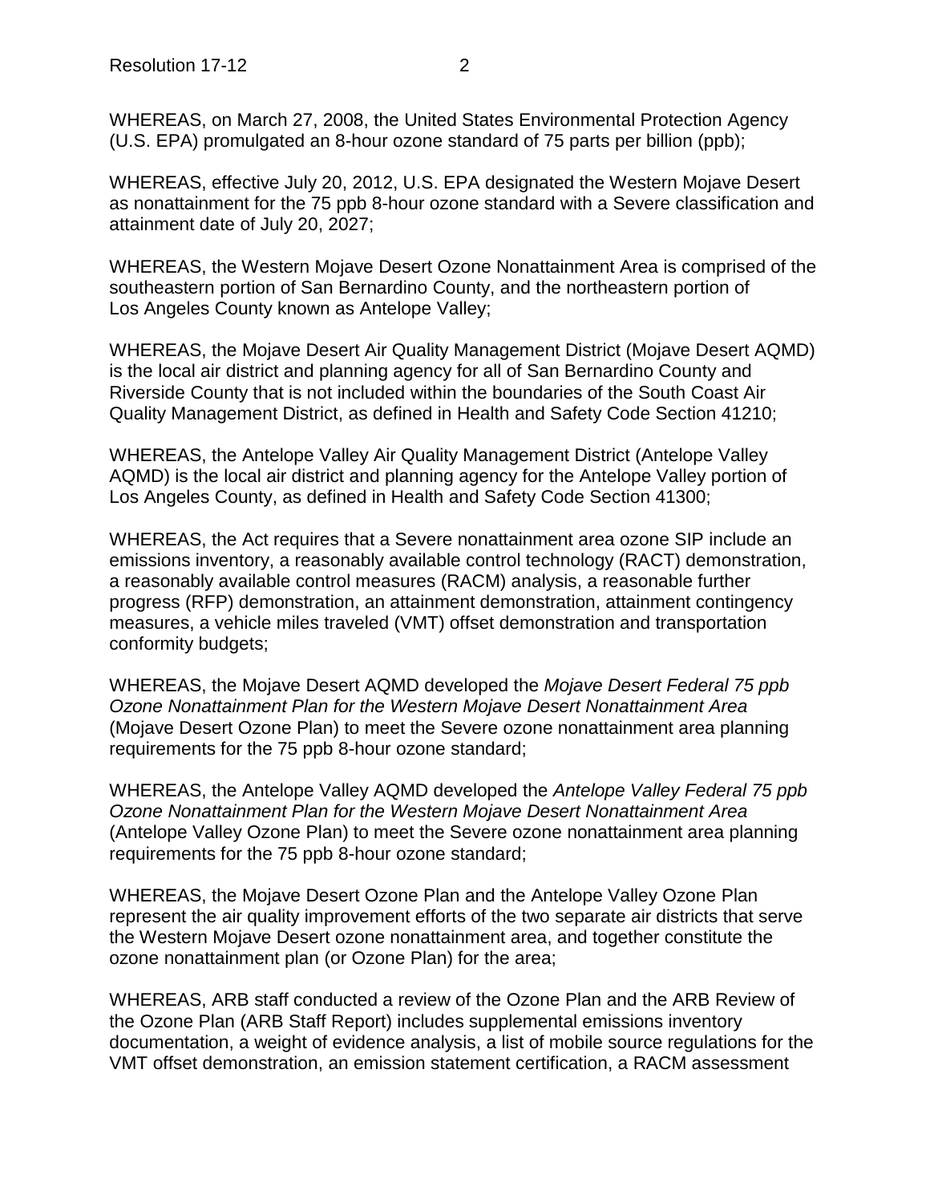WHEREAS, on March 27, 2008, the United States Environmental Protection Agency (U.S. EPA) promulgated an 8-hour ozone standard of 75 parts per billion (ppb);

WHEREAS, effective July 20, 2012, U.S. EPA designated the Western Mojave Desert as nonattainment for the 75 ppb 8-hour ozone standard with a Severe classification and attainment date of July 20, 2027;

WHEREAS, the Western Mojave Desert Ozone Nonattainment Area is comprised of the southeastern portion of San Bernardino County, and the northeastern portion of Los Angeles County known as Antelope Valley;

WHEREAS, the Mojave Desert Air Quality Management District (Mojave Desert AQMD) is the local air district and planning agency for all of San Bernardino County and Riverside County that is not included within the boundaries of the South Coast Air Quality Management District, as defined in Health and Safety Code Section 41210;

WHEREAS, the Antelope Valley Air Quality Management District (Antelope Valley AQMD) is the local air district and planning agency for the Antelope Valley portion of Los Angeles County, as defined in Health and Safety Code Section 41300;

WHEREAS, the Act requires that a Severe nonattainment area ozone SIP include an emissions inventory, a reasonably available control technology (RACT) demonstration, a reasonably available control measures (RACM) analysis, a reasonable further progress (RFP) demonstration, an attainment demonstration, attainment contingency measures, a vehicle miles traveled (VMT) offset demonstration and transportation conformity budgets;

WHEREAS, the Mojave Desert AQMD developed the *Mojave Desert Federal 75 ppb Ozone Nonattainment Plan for the Western Mojave Desert Nonattainment Area* (Mojave Desert Ozone Plan) to meet the Severe ozone nonattainment area planning requirements for the 75 ppb 8-hour ozone standard;

WHEREAS, the Antelope Valley AQMD developed the *Antelope Valley Federal 75 ppb Ozone Nonattainment Plan for the Western Mojave Desert Nonattainment Area* (Antelope Valley Ozone Plan) to meet the Severe ozone nonattainment area planning requirements for the 75 ppb 8-hour ozone standard;

WHEREAS, the Mojave Desert Ozone Plan and the Antelope Valley Ozone Plan represent the air quality improvement efforts of the two separate air districts that serve the Western Mojave Desert ozone nonattainment area, and together constitute the ozone nonattainment plan (or Ozone Plan) for the area;

WHEREAS, ARB staff conducted a review of the Ozone Plan and the ARB Review of the Ozone Plan (ARB Staff Report) includes supplemental emissions inventory documentation, a weight of evidence analysis, a list of mobile source regulations for the VMT offset demonstration, an emission statement certification, a RACM assessment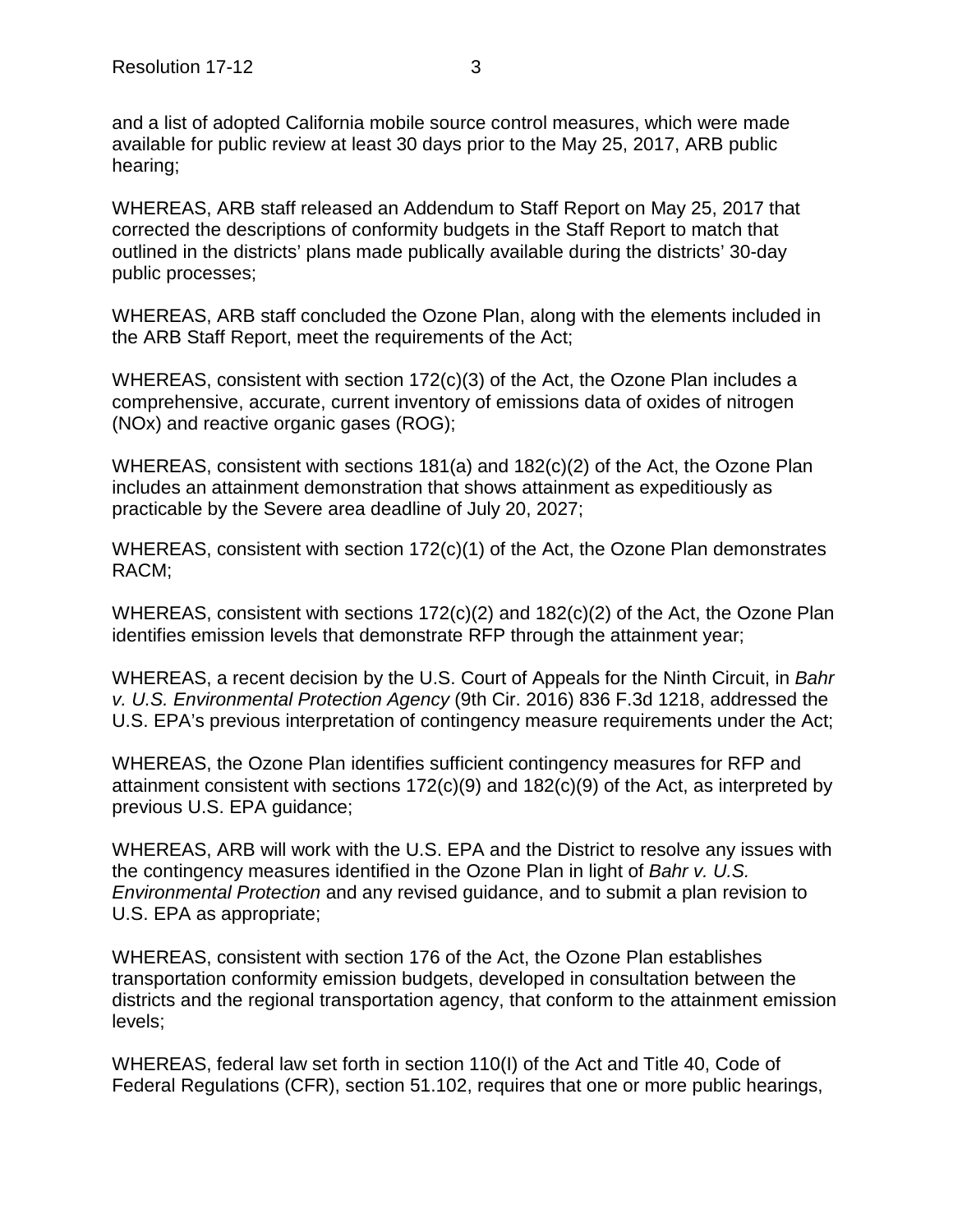and a list of adopted California mobile source control measures, which were made available for public review at least 30 days prior to the May 25, 2017, ARB public hearing;

WHEREAS, ARB staff released an Addendum to Staff Report on May 25, 2017 that corrected the descriptions of conformity budgets in the Staff Report to match that outlined in the districts' plans made publically available during the districts' 30-day public processes;

WHEREAS, ARB staff concluded the Ozone Plan, along with the elements included in the ARB Staff Report, meet the requirements of the Act;

WHEREAS, consistent with section 172(c)(3) of the Act, the Ozone Plan includes a comprehensive, accurate, current inventory of emissions data of oxides of nitrogen (NOx) and reactive organic gases (ROG);

WHEREAS, consistent with sections 181(a) and 182(c)(2) of the Act, the Ozone Plan includes an attainment demonstration that shows attainment as expeditiously as practicable by the Severe area deadline of July 20, 2027;

WHEREAS, consistent with section 172(c)(1) of the Act, the Ozone Plan demonstrates RACM;

WHEREAS, consistent with sections 172(c)(2) and 182(c)(2) of the Act, the Ozone Plan identifies emission levels that demonstrate RFP through the attainment year;

WHEREAS, a recent decision by the U.S. Court of Appeals for the Ninth Circuit, in *Bahr v. U.S. Environmental Protection Agency* (9th Cir. 2016) 836 F.3d 1218, addressed the U.S. EPA's previous interpretation of contingency measure requirements under the Act;

WHEREAS, the Ozone Plan identifies sufficient contingency measures for RFP and attainment consistent with sections 172(c)(9) and 182(c)(9) of the Act, as interpreted by previous U.S. EPA guidance;

WHEREAS, ARB will work with the U.S. EPA and the District to resolve any issues with the contingency measures identified in the Ozone Plan in light of *Bahr v. U.S. Environmental Protection* and any revised guidance, and to submit a plan revision to U.S. EPA as appropriate;

WHEREAS, consistent with section 176 of the Act, the Ozone Plan establishes transportation conformity emission budgets, developed in consultation between the districts and the regional transportation agency, that conform to the attainment emission levels;

WHEREAS, federal law set forth in section 110(I) of the Act and Title 40, Code of Federal Regulations (CFR), section 51.102, requires that one or more public hearings,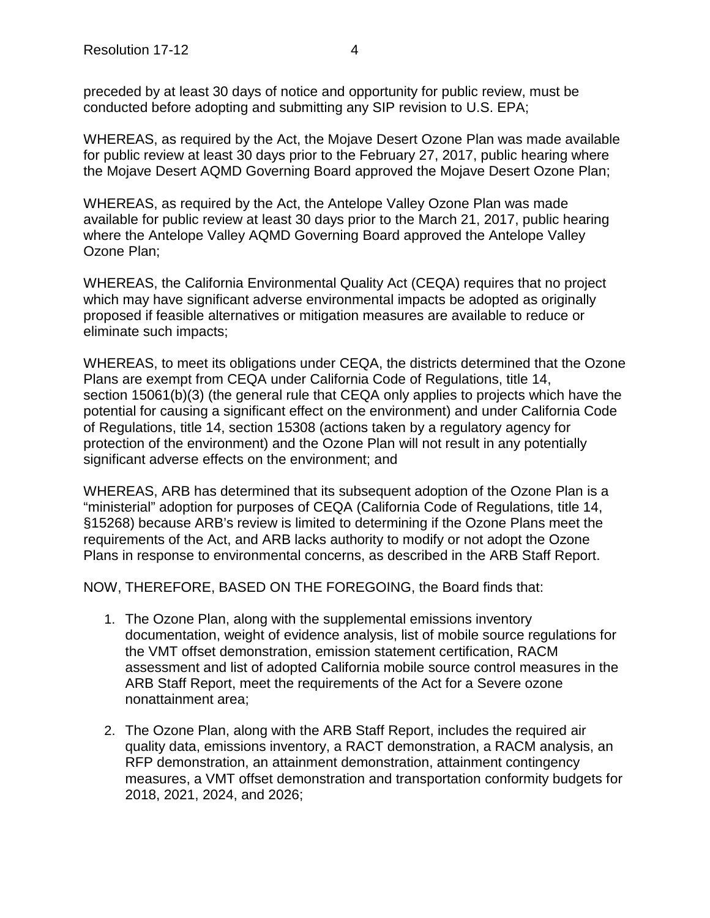preceded by at least 30 days of notice and opportunity for public review, must be conducted before adopting and submitting any SIP revision to U.S. EPA;

WHEREAS, as required by the Act, the Mojave Desert Ozone Plan was made available for public review at least 30 days prior to the February 27, 2017, public hearing where the Mojave Desert AQMD Governing Board approved the Mojave Desert Ozone Plan;

WHEREAS, as required by the Act, the Antelope Valley Ozone Plan was made available for public review at least 30 days prior to the March 21, 2017, public hearing where the Antelope Valley AQMD Governing Board approved the Antelope Valley Ozone Plan;

WHEREAS, the California Environmental Quality Act (CEQA) requires that no project which may have significant adverse environmental impacts be adopted as originally proposed if feasible alternatives or mitigation measures are available to reduce or eliminate such impacts;

WHEREAS, to meet its obligations under CEQA, the districts determined that the Ozone Plans are exempt from CEQA under California Code of Regulations, title 14, section 15061(b)(3) (the general rule that CEQA only applies to projects which have the potential for causing a significant effect on the environment) and under California Code of Regulations, title 14, section 15308 (actions taken by a regulatory agency for protection of the environment) and the Ozone Plan will not result in any potentially significant adverse effects on the environment; and

WHEREAS, ARB has determined that its subsequent adoption of the Ozone Plan is a "ministerial" adoption for purposes of CEQA (California Code of Regulations, title 14, §15268) because ARB's review is limited to determining if the Ozone Plans meet the requirements of the Act, and ARB lacks authority to modify or not adopt the Ozone Plans in response to environmental concerns, as described in the ARB Staff Report.

NOW, THEREFORE, BASED ON THE FOREGOING, the Board finds that:

1. The Ozone Plan, along with the supplemental emissions inventory documentation, weight of evidence analysis, list of mobile source regulations for the VMT offset demonstration, emission statement certification, RACM assessment and list of adopted California mobile source control measures in the ARB Staff Report, meet the requirements of the Act for a Severe ozone nonattainment area;

2. The Ozone Plan, along with the ARB Staff Report, includes the required air quality data, emissions inventory, a RACT demonstration, a RACM analysis, an RFP demonstration, an attainment demonstration, attainment contingency measures, a VMT offset demonstration and transportation conformity budgets for 2018, 2021, 2024, and 2026;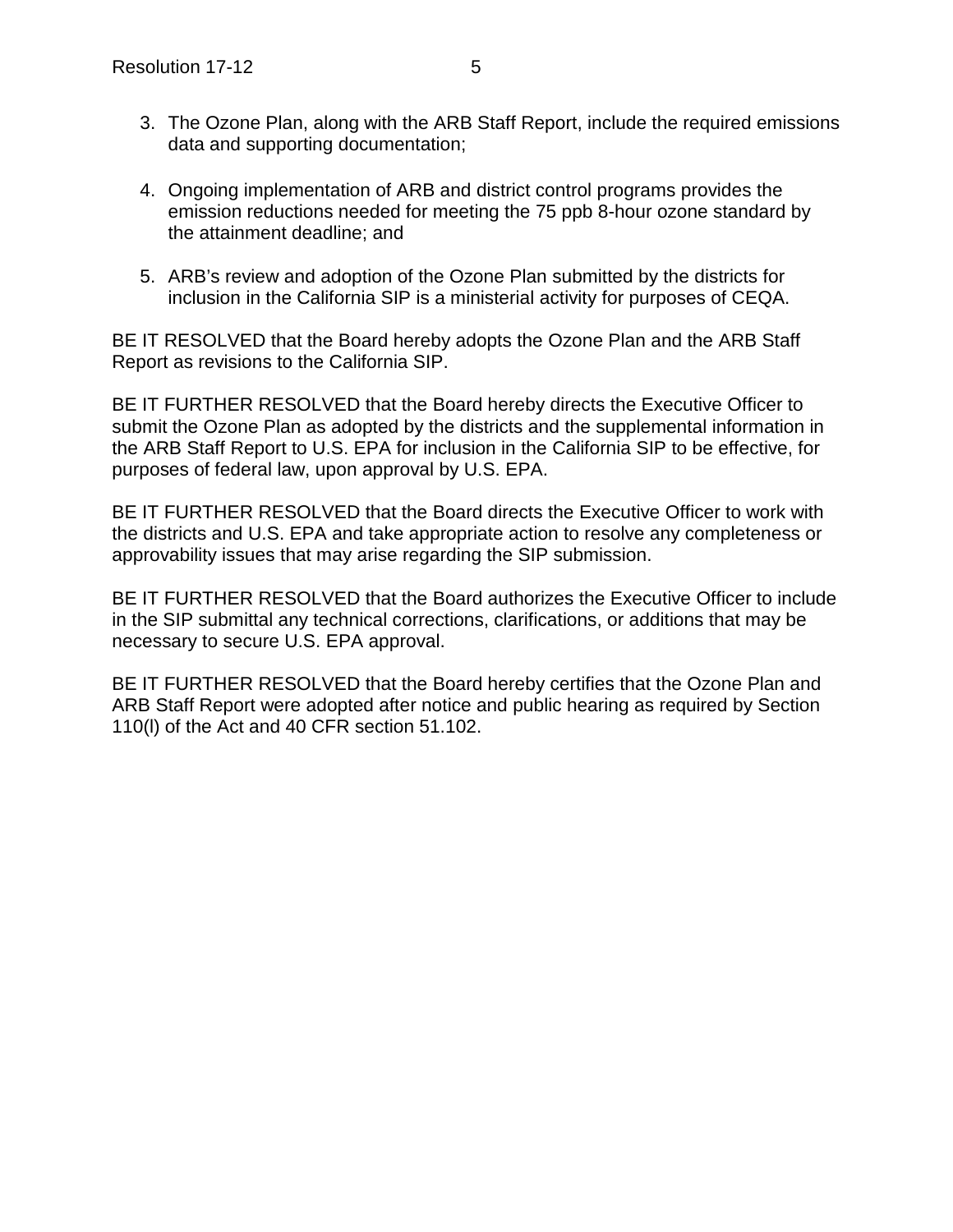3. The Ozone Plan, along with the ARB Staff Report, include the required emissions data and supporting documentation;

4. Ongoing implementation of ARB and district control programs provides the emission reductions needed for meeting the 75 ppb 8-hour ozone standard by the attainment deadline; and

5. ARB's review and adoption of the Ozone Plan submitted by the districts for inclusion in the California SIP is a ministerial activity for purposes of CEQA.

BE IT RESOLVED that the Board hereby adopts the Ozone Plan and the ARB Staff Report as revisions to the California SIP.

BE IT FURTHER RESOLVED that the Board hereby directs the Executive Officer to submit the Ozone Plan as adopted by the districts and the supplemental information in the ARB Staff Report to U.S. EPA for inclusion in the California SIP to be effective, for purposes of federal law, upon approval by U.S. EPA.

BE IT FURTHER RESOLVED that the Board directs the Executive Officer to work with the districts and U.S. EPA and take appropriate action to resolve any completeness or approvability issues that may arise regarding the SIP submission.

BE IT FURTHER RESOLVED that the Board authorizes the Executive Officer to include in the SIP submittal any technical corrections, clarifications, or additions that may be necessary to secure U.S. EPA approval.

BE IT FURTHER RESOLVED that the Board hereby certifies that the Ozone Plan and ARB Staff Report were adopted after notice and public hearing as required by Section 110(l) of the Act and 40 CFR section 51.102.